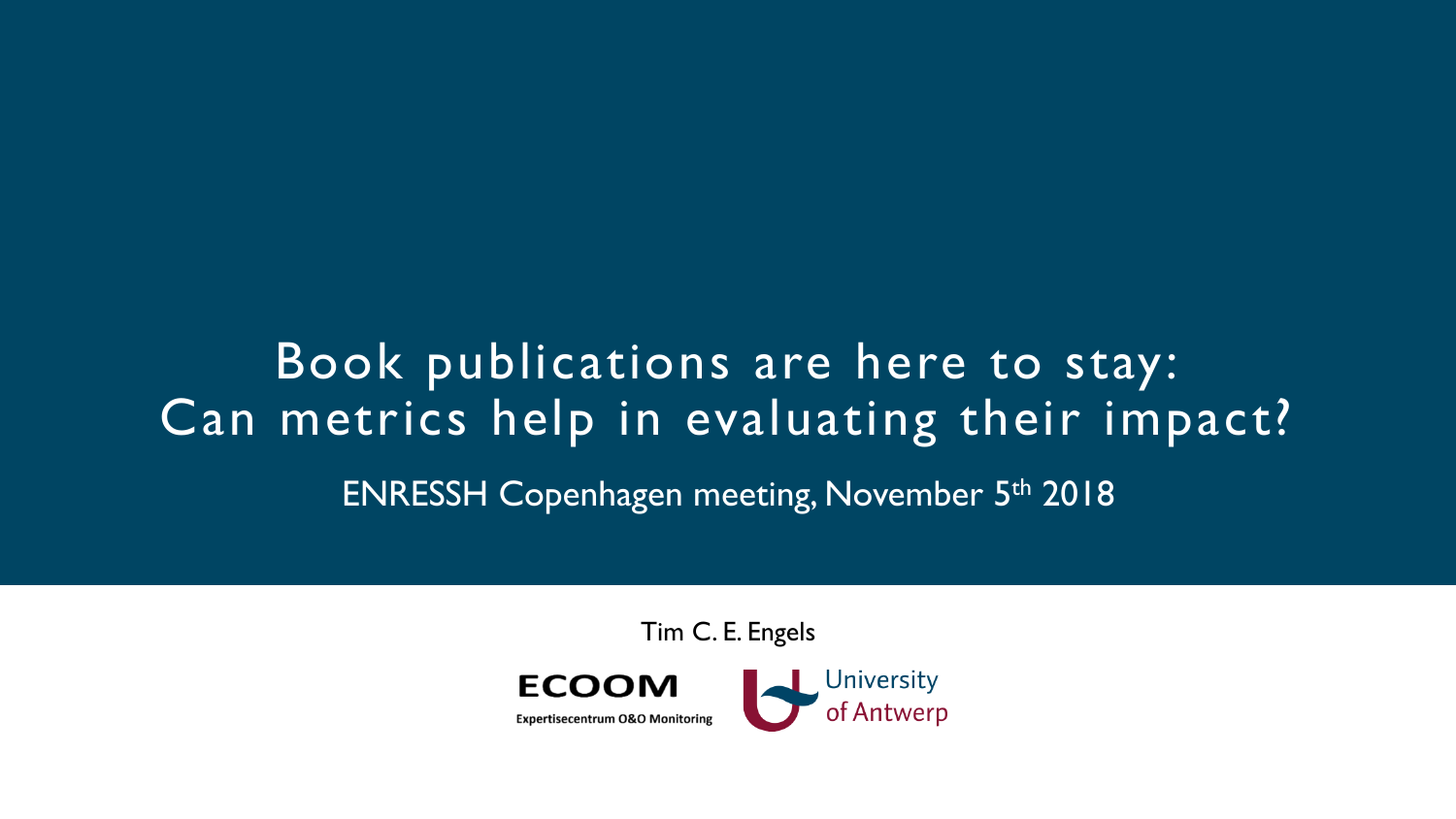# Book publications are here to stay: Can metrics help in evaluating their impact?

ENRESSH Copenhagen meeting, November 5th 2018

Tim C. E. Engels

ECOOM
Expertisecentrum O&O Monitoring

University of Antwerp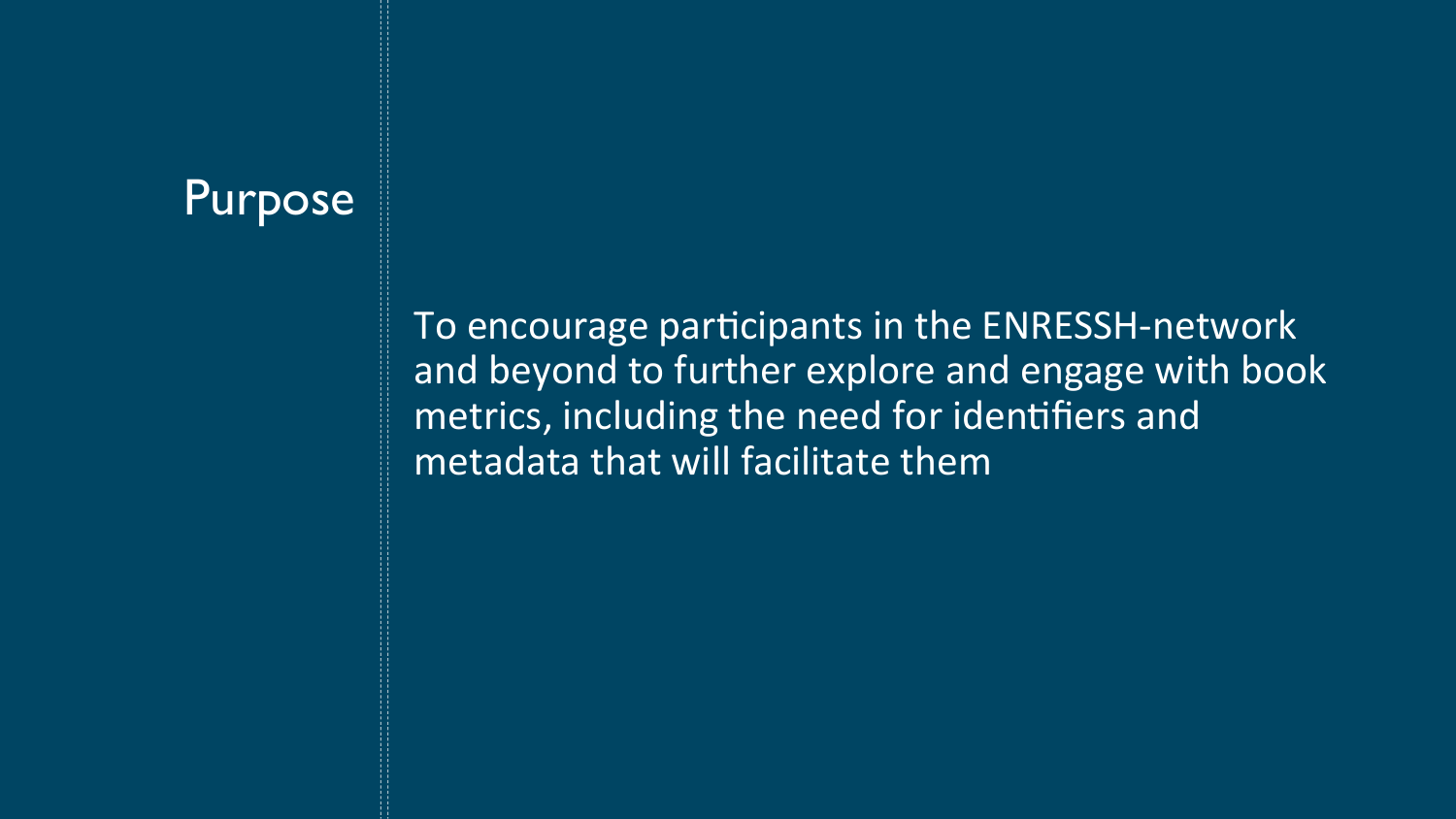# Purpose

To encourage participants in the ENRESSH-network and beyond to further explore and engage with book metrics, including the need for identifiers and metadata that will facilitate them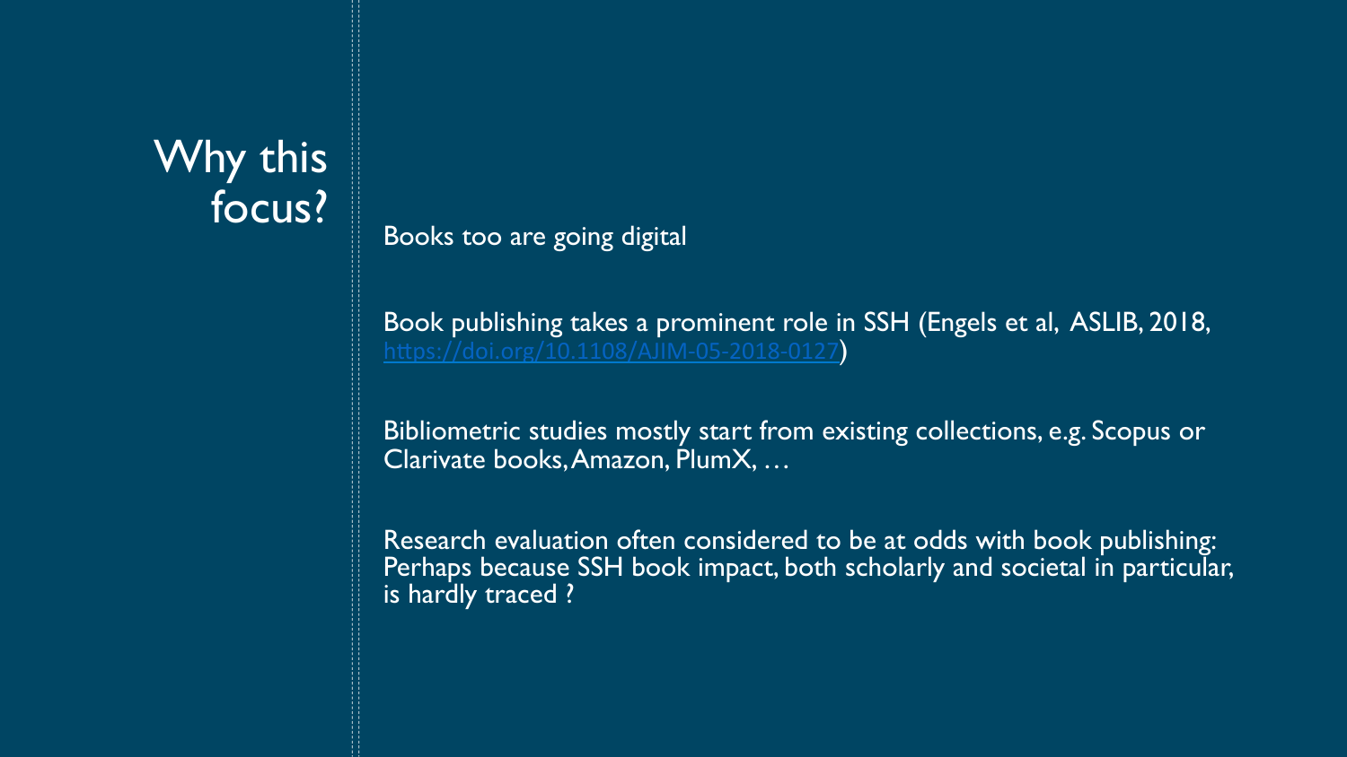# Why this focus?

Books too are going digital

Book publishing takes a prominent role in SSH (Engels et al, ASLIB, 2018, https://doi.org/10.1108/AJIM-05-2018-0127)

Bibliometric studies mostly start from existing collections, e.g. Scopus or Clarivate books, Amazon, PlumX, …

Research evaluation often considered to be at odds with book publishing: Perhaps because SSH book impact, both scholarly and societal in particular, is hardly traced ?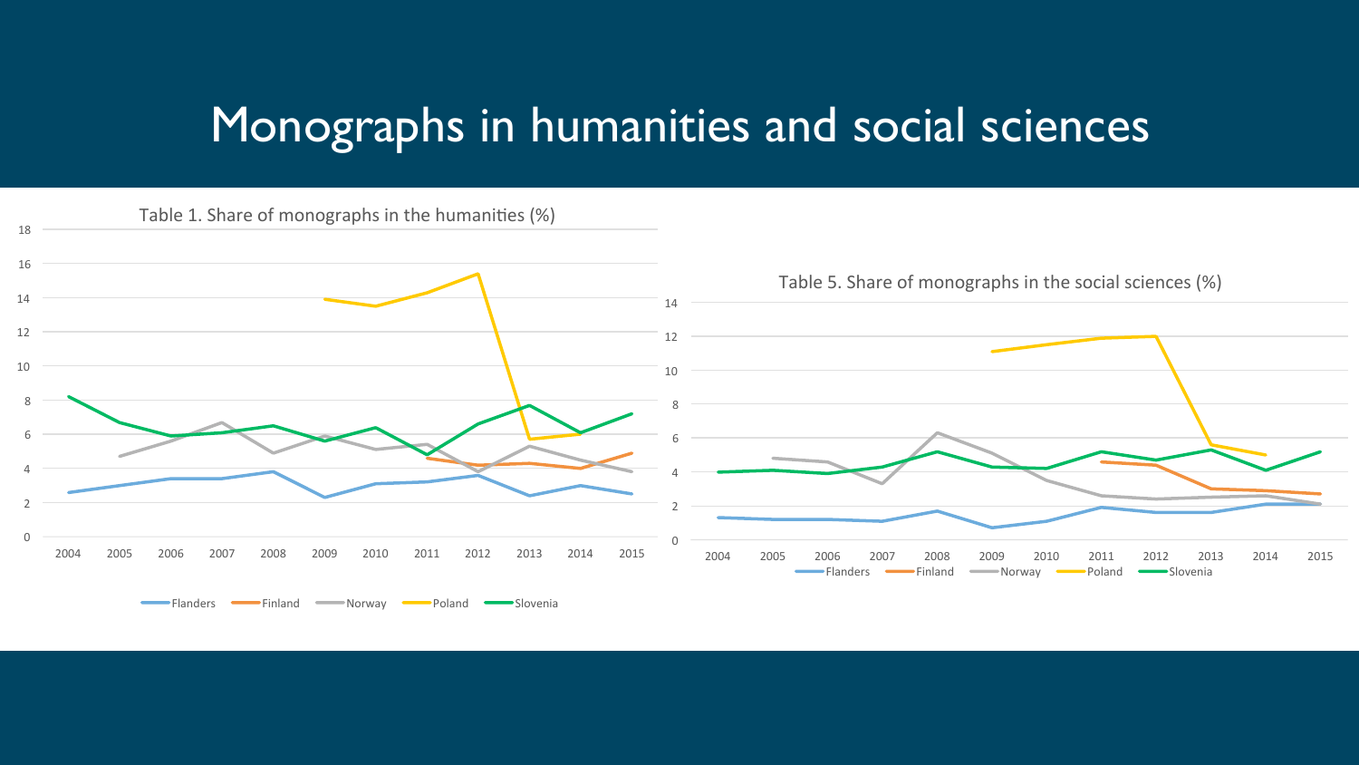# Monographs in humanities and social sciences

Table 1. Share of monographs in the humanities (%)

Table 5. Share of monographs in the social sciences (%)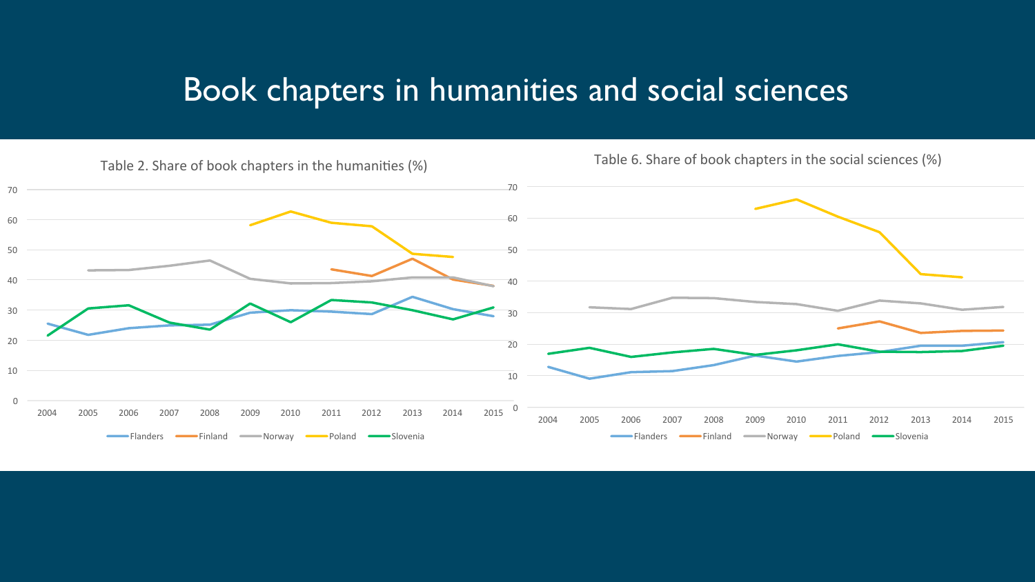# Book chapters in humanities and social sciences

Table 2. Share of book chapters in the humanities (%)

Table 6. Share of book chapters in the social sciences (%)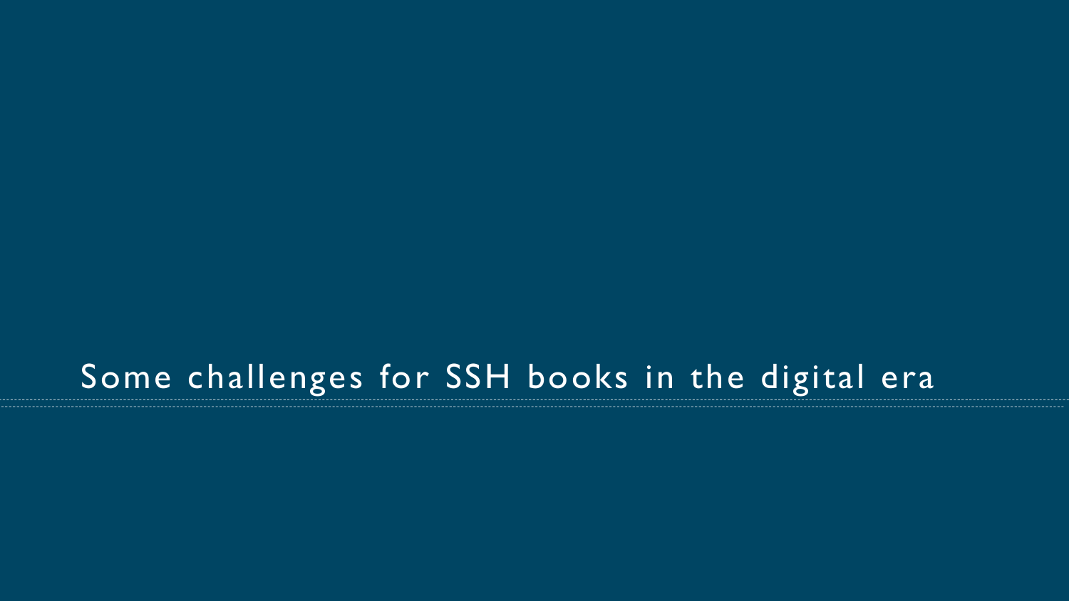# Some challenges for SSH books in the digital era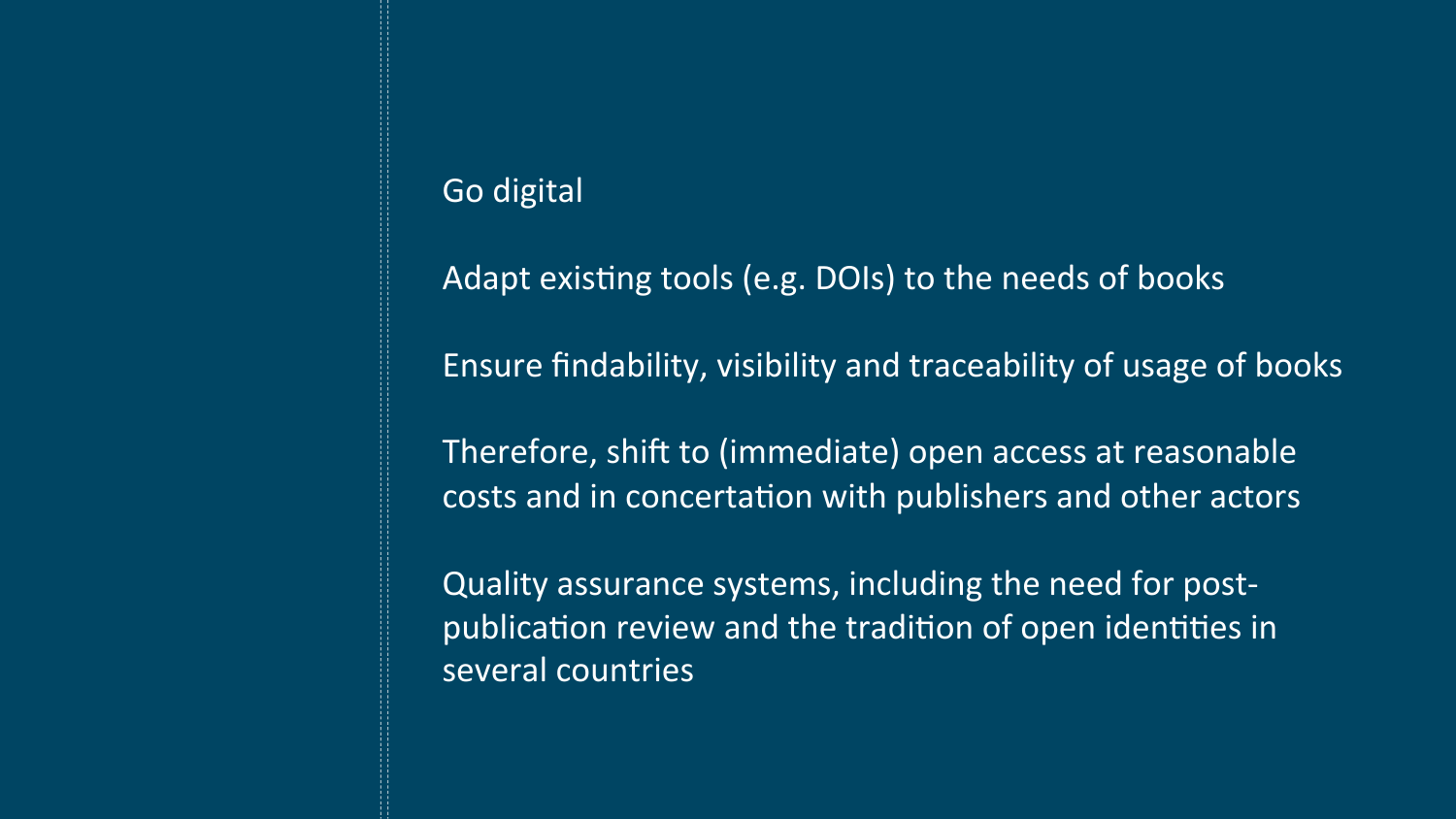Go digital

Adapt existing tools (e.g. DOIs) to the needs of books

Ensure findability, visibility and traceability of usage of books

Therefore, shift to (immediate) open access at reasonable costs and in concertation with publishers and other actors

Quality assurance systems, including the need for post-publication review and the tradition of open identities in several countries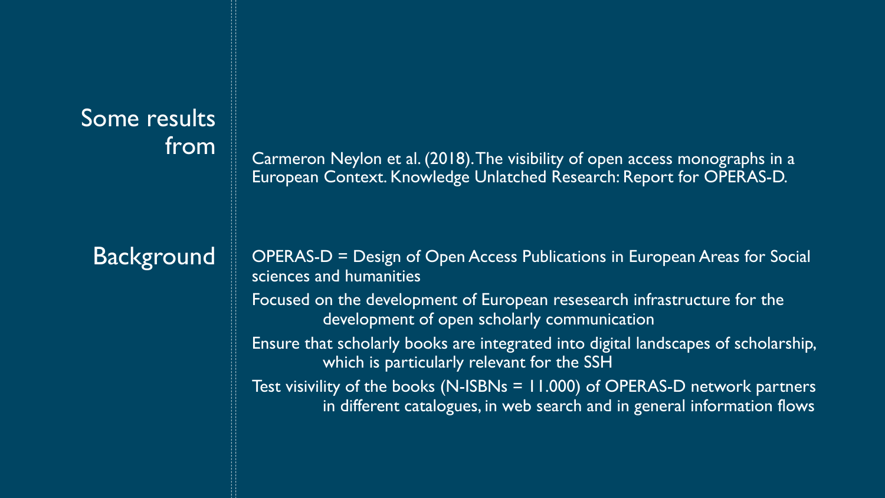## Some results from

Carmeron Neylon et al. (2018). The visibility of open access monographs in a European Context. Knowledge Unlatched Research: Report for OPERAS-D.

## Background

OPERAS-D = Design of Open Access Publications in European Areas for Social sciences and humanities

Focused on the development of European resesearch infrastructure for the development of open scholarly communication

Ensure that scholarly books are integrated into digital landscapes of scholarship, which is particularly relevant for the SSH

Test visivility of the books (N-ISBNs = 11.000) of OPERAS-D network partners in different catalogues, in web search and in general information flows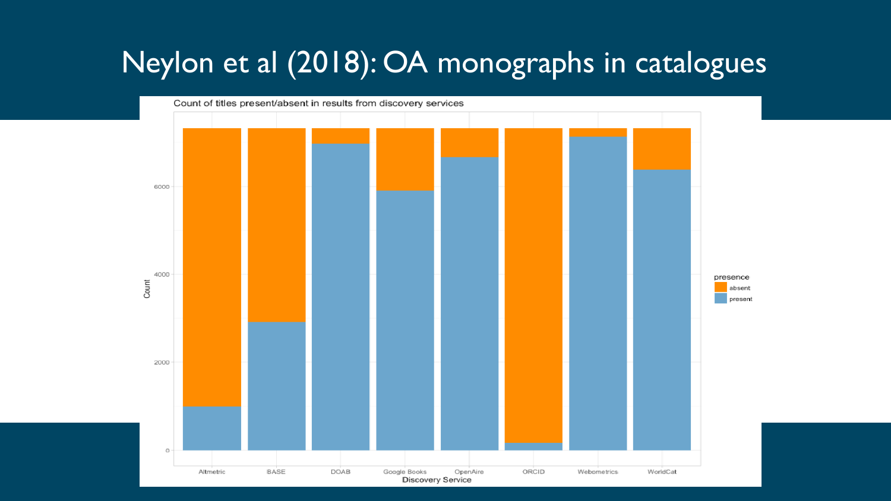# Neylon et al (2018): OA monographs in catalogues

Count of titles present/absent in results from discovery services

| Discovery Service | presence |
| --- | --- |
| Altmetric | |
| BASE | |
| DOAB | |
| Google Books | |
| OpenAire | |
| ORCID | |
| Webometrics | |
| WorldCat | |

Count

presence: absent, present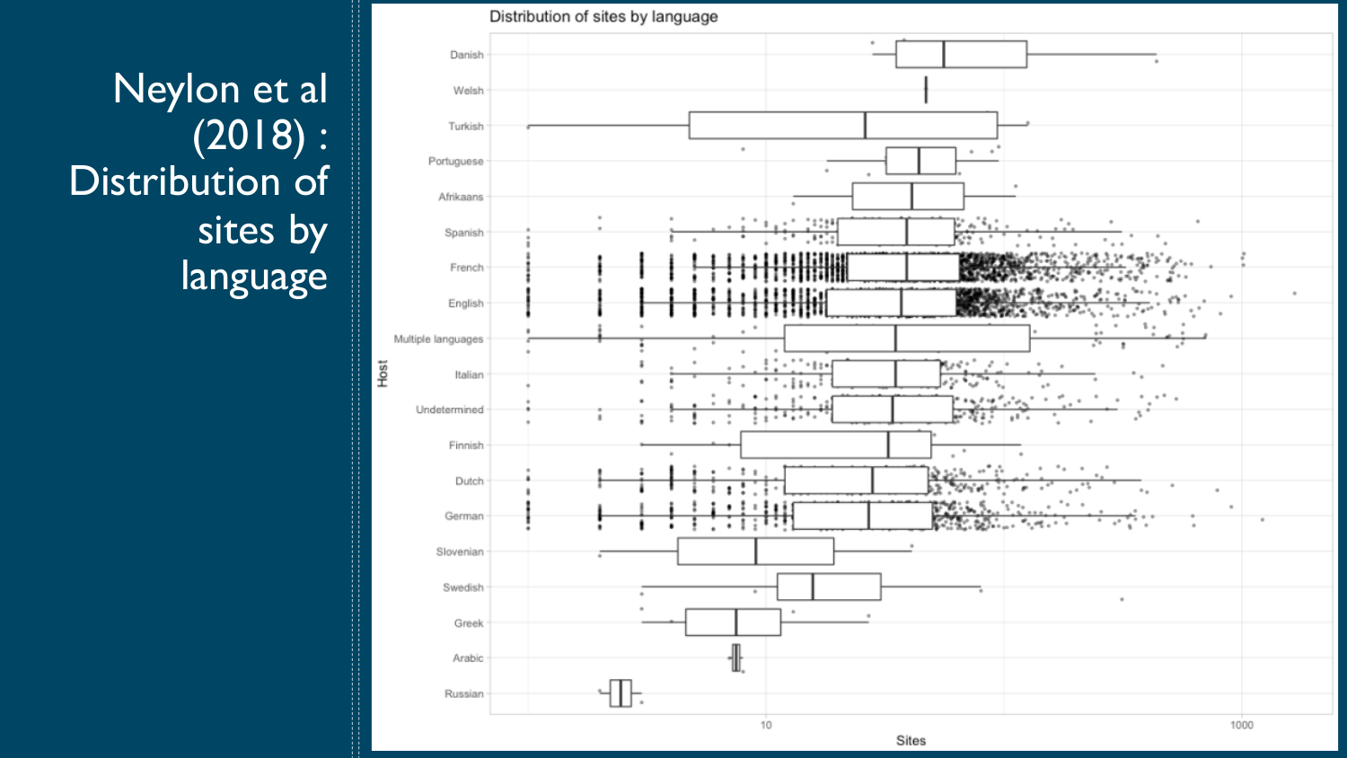# Neylon et al (2018) : Distribution of sites by language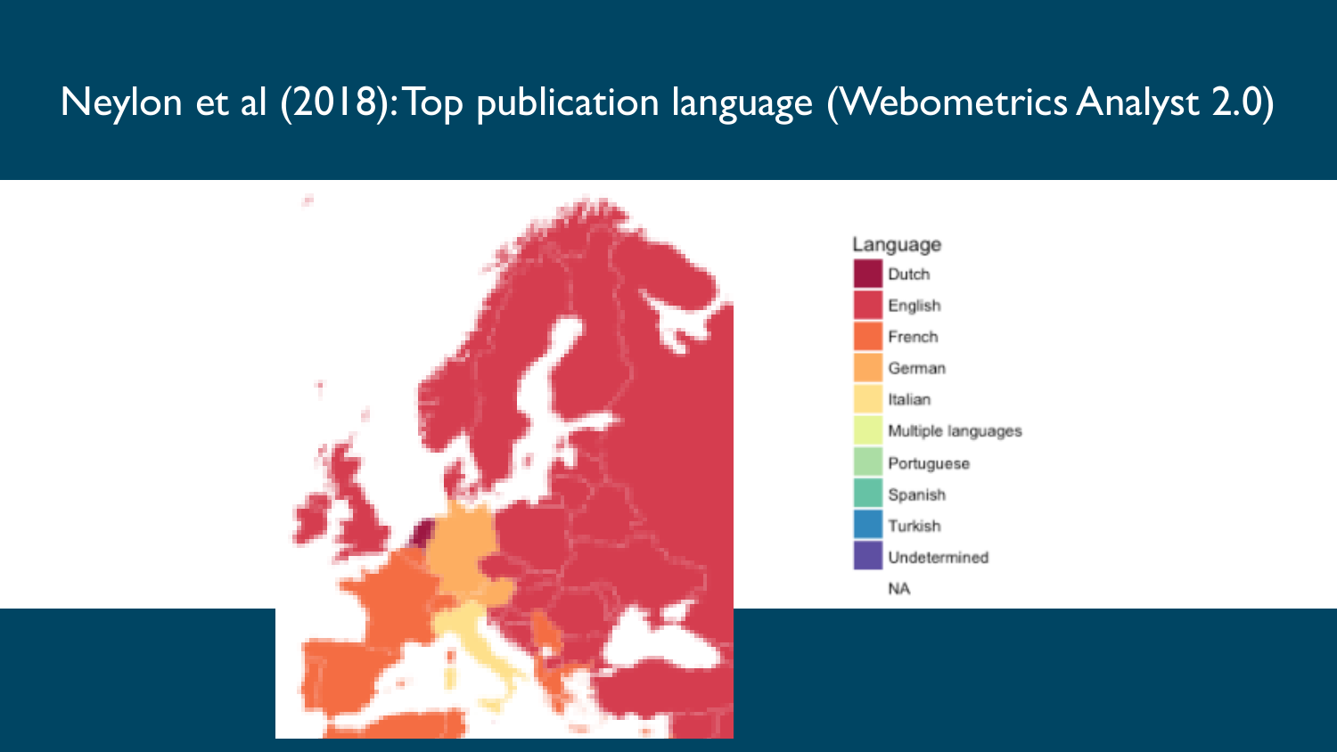# Neylon et al (2018): Top publication language (Webometrics Analyst 2.0)

Language

- Dutch
- English
- French
- German
- Italian
- Multiple languages
- Portuguese
- Spanish
- Turkish
- Undetermined
- NA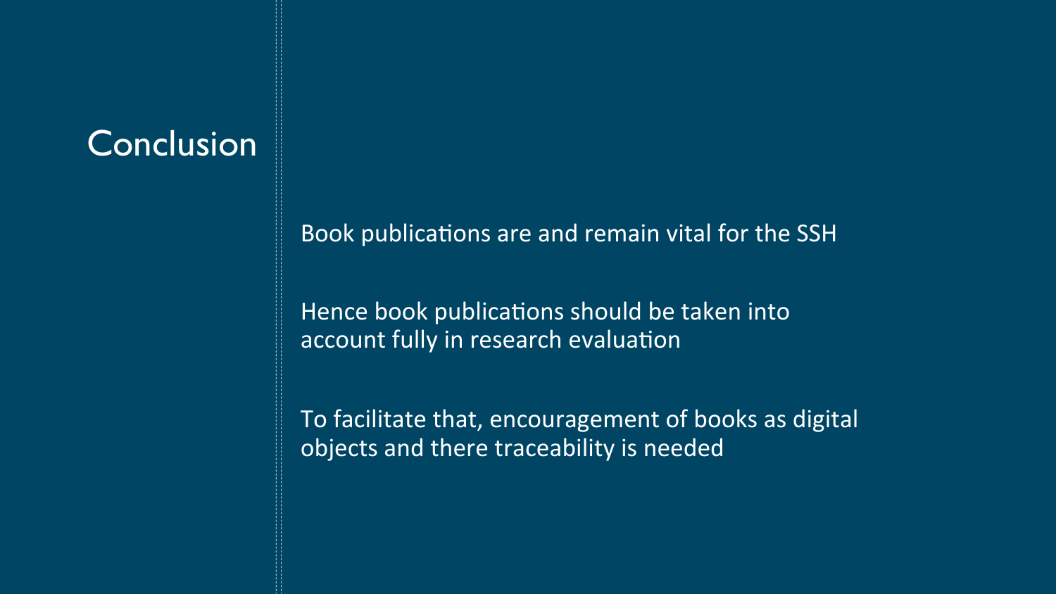# Conclusion

Book publications are and remain vital for the SSH

Hence book publications should be taken into account fully in research evaluation

To facilitate that, encouragement of books as digital objects and there traceability is needed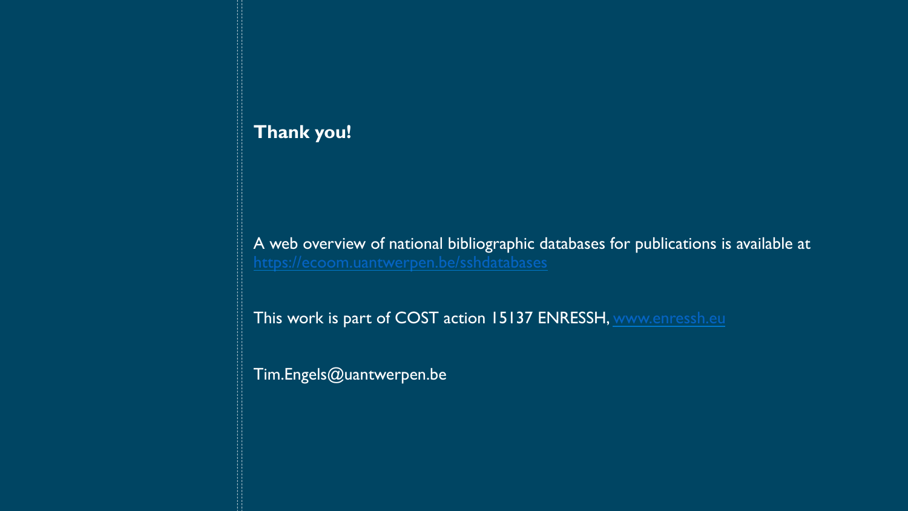**Thank you!**

A web overview of national bibliographic databases for publications is available at https://ecoom.uantwerpen.be/sshdatabases

This work is part of COST action 15137 ENRESSH, www.enressh.eu

Tim.Engels@uantwerpen.be